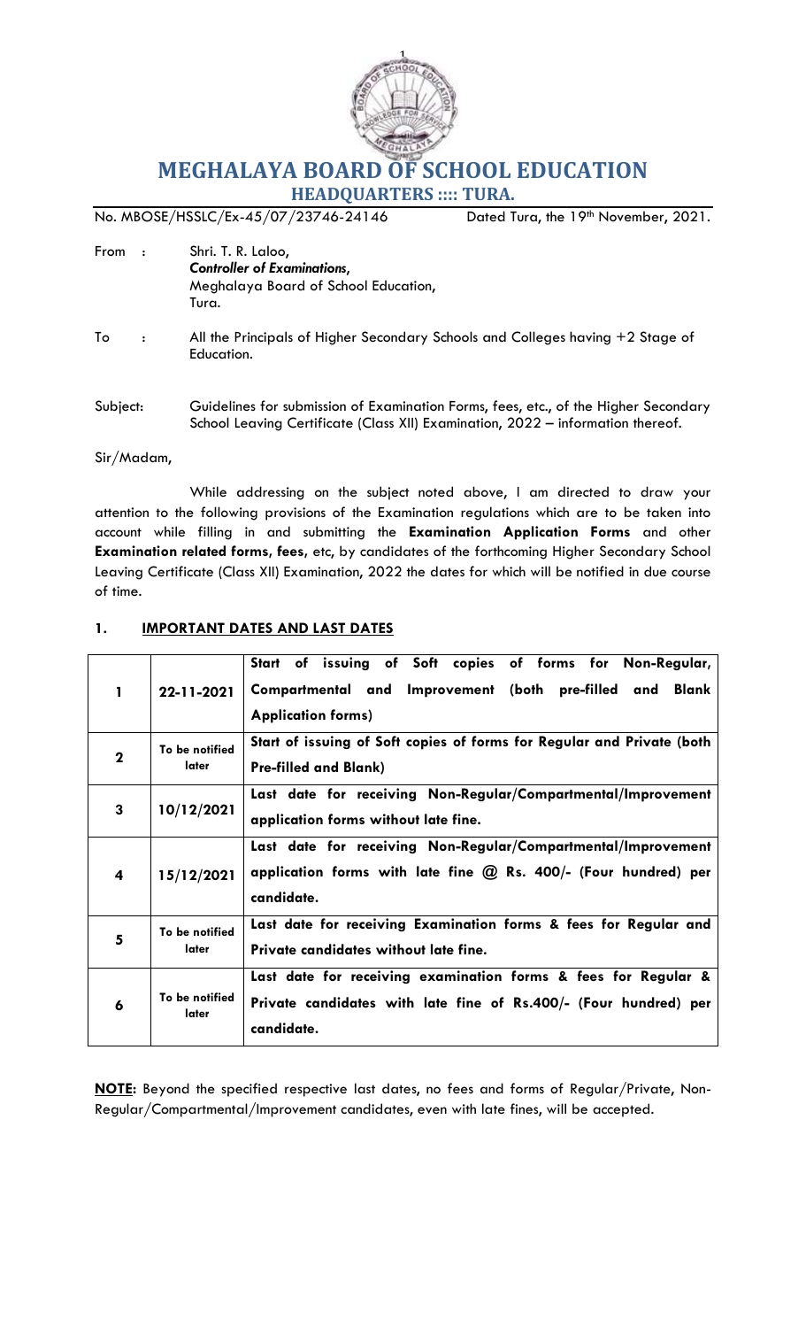# MEGHALAYA BOARD OF SCHOOL EDUCATION

## HEADQUARTERS :::: TURA.

No. MBOSE/HSSLC/Ex-45/07/23746-24146 Dated Tura, the 19th November, 2021.

From : Shri. T. R. Laloo,
*Controller of Examinations*,
Meghalaya Board of School Education,
Tura.

To : All the Principals of Higher Secondary Schools and Colleges having +2 Stage of Education.

Subject: Guidelines for submission of Examination Forms, fees, etc., of the Higher Secondary School Leaving Certificate (Class XII) Examination, 2022 – information thereof.

Sir/Madam,

While addressing on the subject noted above, I am directed to draw your attention to the following provisions of the Examination regulations which are to be taken into account while filling in and submitting the **Examination Application Forms** and other **Examination related forms, fees**, etc, by candidates of the forthcoming Higher Secondary School Leaving Certificate (Class XII) Examination, 2022 the dates for which will be notified in due course of time.

## 1. IMPORTANT DATES AND LAST DATES

| | | |
|---|---|---|
| **1** | **22-11-2021** | **Start of issuing of Soft copies of forms for Non-Regular, Compartmental and Improvement (both pre-filled and Blank Application forms)** |
| **2** | **To be notified later** | **Start of issuing of Soft copies of forms for Regular and Private (both Pre-filled and Blank)** |
| **3** | **10/12/2021** | **Last date for receiving Non-Regular/Compartmental/Improvement application forms without late fine.** |
| **4** | **15/12/2021** | **Last date for receiving Non-Regular/Compartmental/Improvement application forms with late fine @ Rs. 400/- (Four hundred) per candidate.** |
| **5** | **To be notified later** | **Last date for receiving Examination forms & fees for Regular and Private candidates without late fine.** |
| **6** | **To be notified later** | **Last date for receiving examination forms & fees for Regular & Private candidates with late fine of Rs.400/- (Four hundred) per candidate.** |

**NOTE:** Beyond the specified respective last dates, no fees and forms of Regular/Private, Non-Regular/Compartmental/Improvement candidates, even with late fines, will be accepted.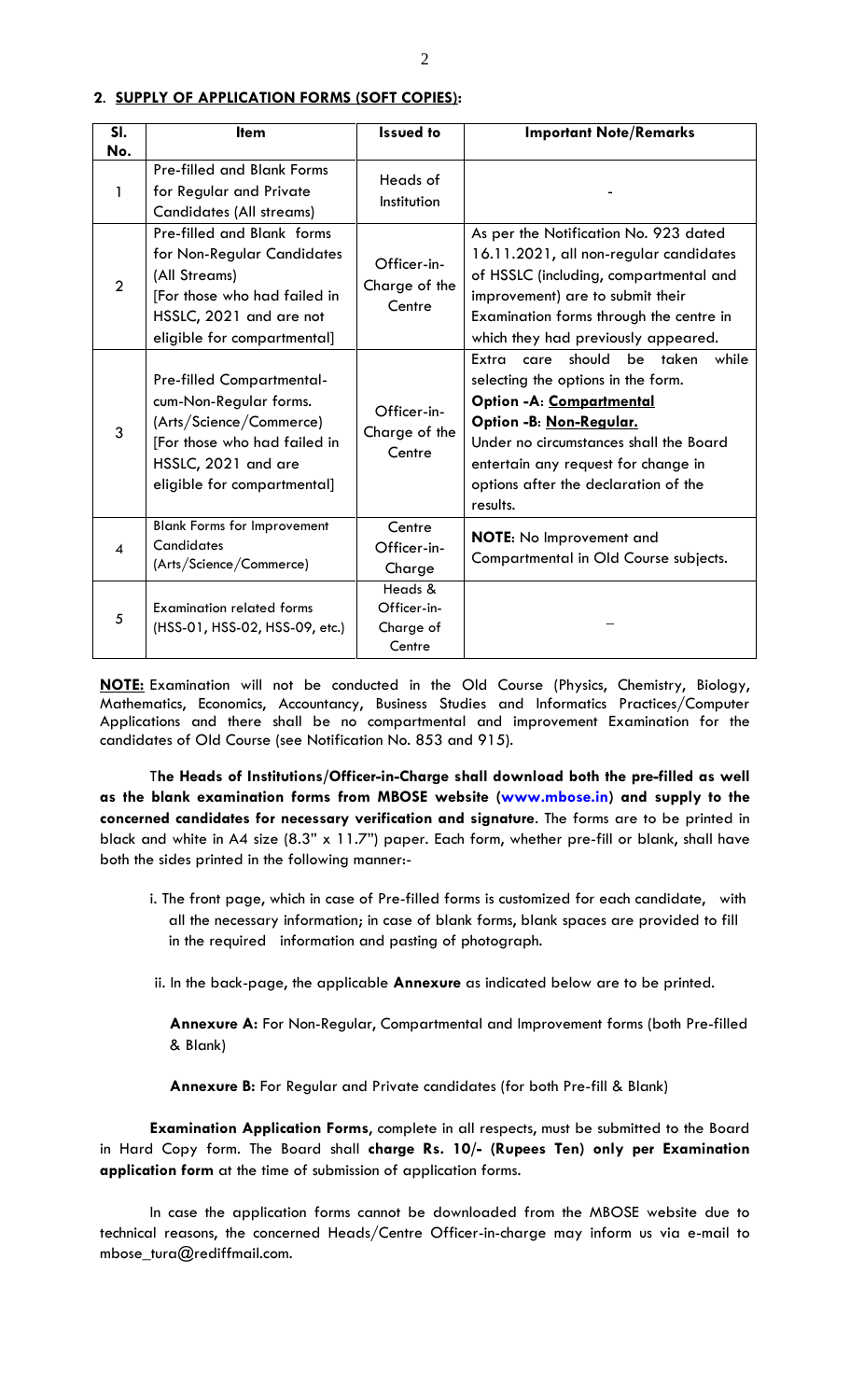## 2. SUPPLY OF APPLICATION FORMS (SOFT COPIES):

| Sl. No. | Item | Issued to | Important Note/Remarks |
|---|---|---|---|
| 1 | Pre-filled and Blank Forms for Regular and Private Candidates (All streams) | Heads of Institution | - |
| 2 | Pre-filled and Blank forms for Non-Regular Candidates (All Streams) [For those who had failed in HSSLC, 2021 and are not eligible for compartmental] | Officer-in-Charge of the Centre | As per the Notification No. 923 dated 16.11.2021, all non-regular candidates of HSSLC (including, compartmental and improvement) are to submit their Examination forms through the centre in which they had previously appeared. |
| 3 | Pre-filled Compartmental-cum-Non-Regular forms. (Arts/Science/Commerce) [For those who had failed in HSSLC, 2021 and are eligible for compartmental] | Officer-in-Charge of the Centre | Extra care should be taken while selecting the options in the form. **Option -A: Compartmental** **Option -B: Non-Regular.** Under no circumstances shall the Board entertain any request for change in options after the declaration of the results. |
| 4 | Blank Forms for Improvement Candidates (Arts/Science/Commerce) | Centre Officer-in-Charge | **NOTE**: No Improvement and Compartmental in Old Course subjects. |
| 5 | Examination related forms (HSS-01, HSS-02, HSS-09, etc.) | Heads & Officer-in-Charge of Centre | – |

**NOTE:** Examination will not be conducted in the Old Course (Physics, Chemistry, Biology, Mathematics, Economics, Accountancy, Business Studies and Informatics Practices/Computer Applications and there shall be no compartmental and improvement Examination for the candidates of Old Course (see Notification No. 853 and 915).

T**he Heads of Institutions/Officer-in-Charge shall download both the pre-filled as well as the blank examination forms from MBOSE website (www.mbose.in) and supply to the concerned candidates for necessary verification and signature**. The forms are to be printed in black and white in A4 size (8.3" x 11.7") paper. Each form, whether pre-fill or blank, shall have both the sides printed in the following manner:-

i. The front page, which in case of Pre-filled forms is customized for each candidate, with all the necessary information; in case of blank forms, blank spaces are provided to fill in the required information and pasting of photograph.

ii. In the back-page, the applicable **Annexure** as indicated below are to be printed.

**Annexure A:** For Non-Regular, Compartmental and Improvement forms (both Pre-filled & Blank)

**Annexure B:** For Regular and Private candidates (for both Pre-fill & Blank)

**Examination Application Forms**, complete in all respects, must be submitted to the Board in Hard Copy form. The Board shall **charge Rs. 10/- (Rupees Ten) only per Examination application form** at the time of submission of application forms.

In case the application forms cannot be downloaded from the MBOSE website due to technical reasons, the concerned Heads/Centre Officer-in-charge may inform us via e-mail to mbose_tura@rediffmail.com.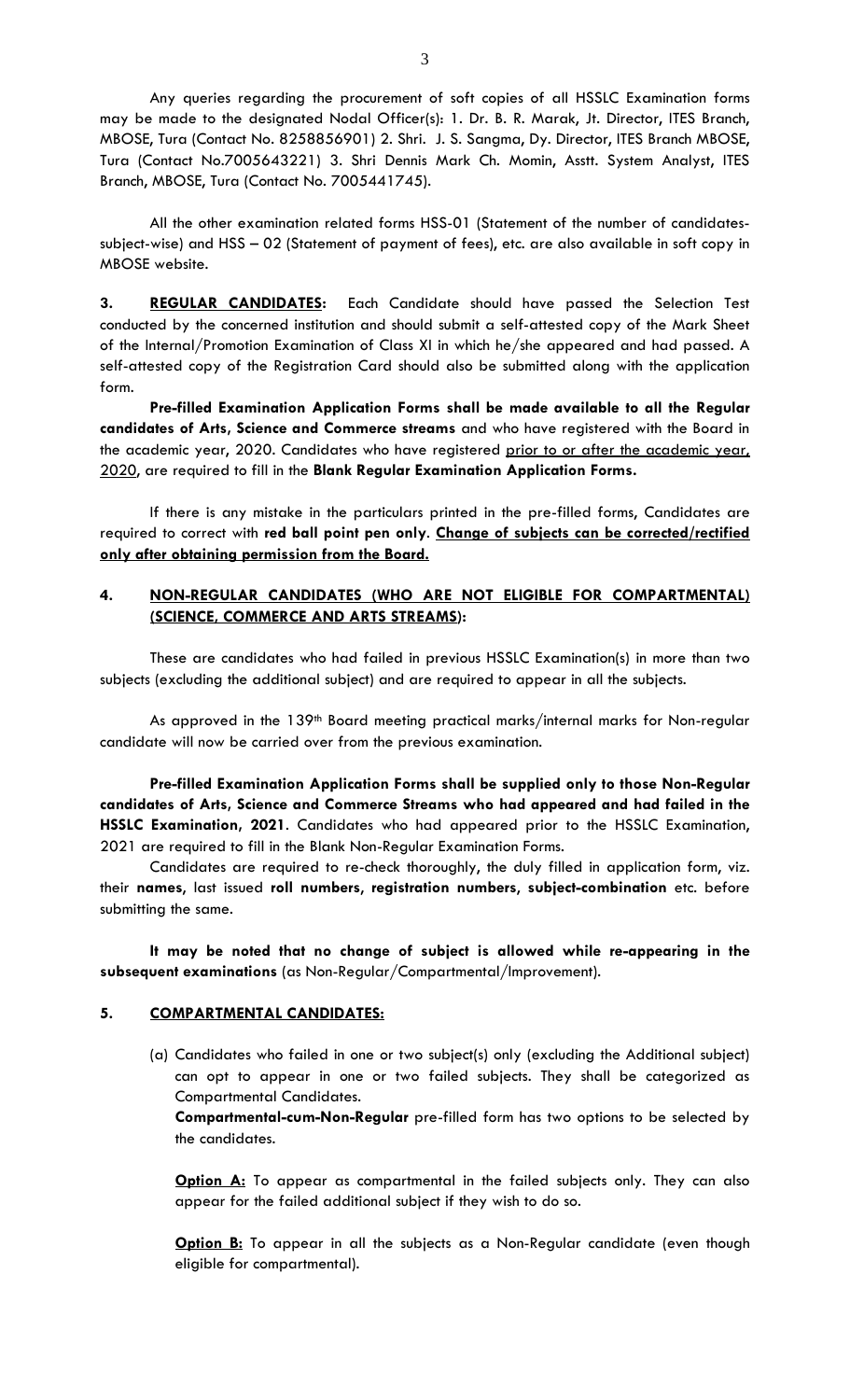Any queries regarding the procurement of soft copies of all HSSLC Examination forms may be made to the designated Nodal Officer(s): 1. Dr. B. R. Marak, Jt. Director, ITES Branch, MBOSE, Tura (Contact No. 8258856901) 2. Shri. J. S. Sangma, Dy. Director, ITES Branch MBOSE, Tura (Contact No.7005643221) 3. Shri Dennis Mark Ch. Momin, Asstt. System Analyst, ITES Branch, MBOSE, Tura (Contact No. 7005441745).

All the other examination related forms HSS-01 (Statement of the number of candidates-subject-wise) and HSS – 02 (Statement of payment of fees), etc. are also available in soft copy in MBOSE website.

**3. <u>REGULAR CANDIDATES</u>:** Each Candidate should have passed the Selection Test conducted by the concerned institution and should submit a self-attested copy of the Mark Sheet of the Internal/Promotion Examination of Class XI in which he/she appeared and had passed. A self-attested copy of the Registration Card should also be submitted along with the application form.

**Pre-filled Examination Application Forms shall be made available to all the Regular candidates of Arts, Science and Commerce streams** and who have registered with the Board in the academic year, 2020. Candidates who have registered <u>prior to or after the academic year, 2020</u>, are required to fill in the **Blank Regular Examination Application Forms.**

If there is any mistake in the particulars printed in the pre-filled forms, Candidates are required to correct with **red ball point pen only**. **<u>Change of subjects can be corrected/rectified only after obtaining permission from the Board.</u>**

**4. <u>NON-REGULAR CANDIDATES (WHO ARE NOT ELIGIBLE FOR COMPARTMENTAL) (SCIENCE, COMMERCE AND ARTS STREAMS)</u>:**

These are candidates who had failed in previous HSSLC Examination(s) in more than two subjects (excluding the additional subject) and are required to appear in all the subjects.

As approved in the 139th Board meeting practical marks/internal marks for Non-regular candidate will now be carried over from the previous examination.

**Pre-filled Examination Application Forms shall be supplied only to those Non-Regular candidates of Arts, Science and Commerce Streams who had appeared and had failed in the HSSLC Examination, 2021**. Candidates who had appeared prior to the HSSLC Examination, 2021 are required to fill in the Blank Non-Regular Examination Forms.

Candidates are required to re-check thoroughly, the duly filled in application form, viz. their **names,** last issued **roll numbers, registration numbers, subject-combination** etc. before submitting the same.

**It may be noted that no change of subject is allowed while re-appearing in the subsequent examinations** (as Non-Regular/Compartmental/Improvement).

**5. <u>COMPARTMENTAL CANDIDATES:</u>**

(a) Candidates who failed in one or two subject(s) only (excluding the Additional subject) can opt to appear in one or two failed subjects. They shall be categorized as Compartmental Candidates.

**Compartmental-cum-Non-Regular** pre-filled form has two options to be selected by the candidates.

**<u>Option A:</u>** To appear as compartmental in the failed subjects only. They can also appear for the failed additional subject if they wish to do so.

**<u>Option B:</u>** To appear in all the subjects as a Non-Regular candidate (even though eligible for compartmental).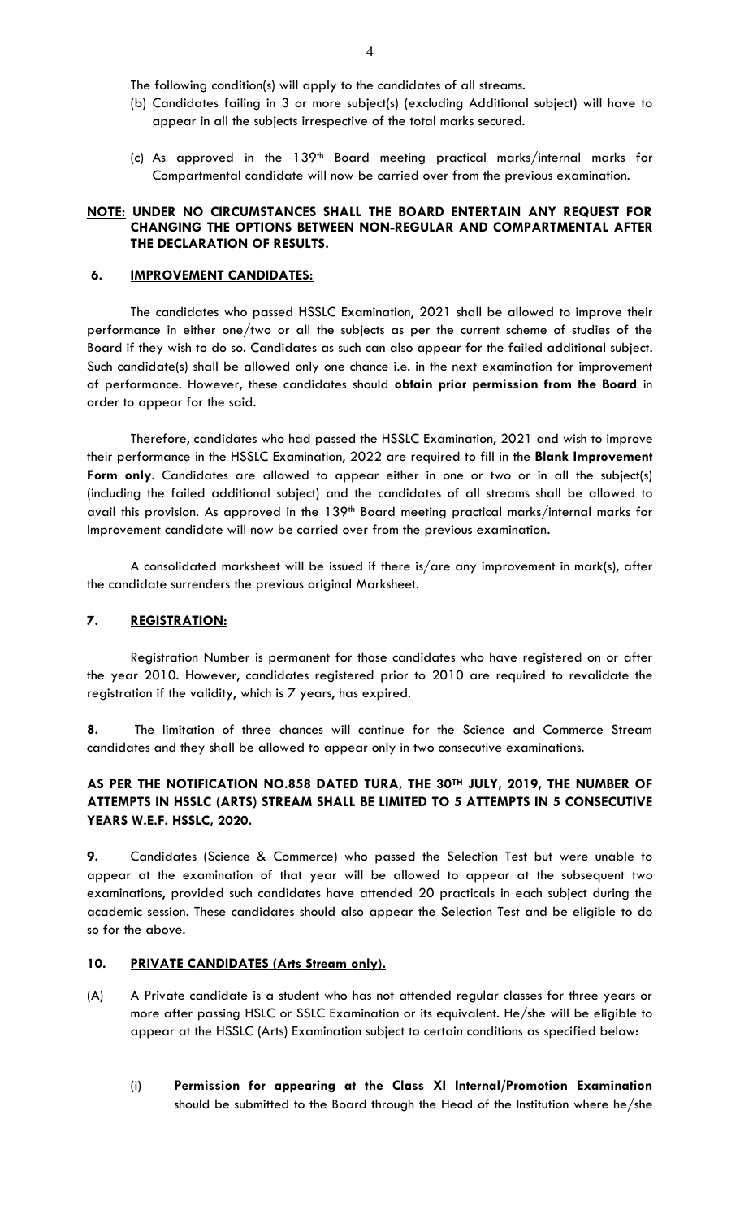The following condition(s) will apply to the candidates of all streams.

(b) Candidates failing in 3 or more subject(s) (excluding Additional subject) will have to appear in all the subjects irrespective of the total marks secured.

(c) As approved in the 139th Board meeting practical marks/internal marks for Compartmental candidate will now be carried over from the previous examination.

**NOTE: UNDER NO CIRCUMSTANCES SHALL THE BOARD ENTERTAIN ANY REQUEST FOR CHANGING THE OPTIONS BETWEEN NON-REGULAR AND COMPARTMENTAL AFTER THE DECLARATION OF RESULTS.**

## 6. IMPROVEMENT CANDIDATES:

The candidates who passed HSSLC Examination, 2021 shall be allowed to improve their performance in either one/two or all the subjects as per the current scheme of studies of the Board if they wish to do so. Candidates as such can also appear for the failed additional subject. Such candidate(s) shall be allowed only one chance i.e. in the next examination for improvement of performance. However, these candidates should **obtain prior permission from the Board** in order to appear for the said.

Therefore, candidates who had passed the HSSLC Examination, 2021 and wish to improve their performance in the HSSLC Examination, 2022 are required to fill in the **Blank Improvement Form only**. Candidates are allowed to appear either in one or two or in all the subject(s) (including the failed additional subject) and the candidates of all streams shall be allowed to avail this provision. As approved in the 139th Board meeting practical marks/internal marks for Improvement candidate will now be carried over from the previous examination.

A consolidated marksheet will be issued if there is/are any improvement in mark(s), after the candidate surrenders the previous original Marksheet.

## 7. REGISTRATION:

Registration Number is permanent for those candidates who have registered on or after the year 2010. However, candidates registered prior to 2010 are required to revalidate the registration if the validity, which is 7 years, has expired.

**8.** The limitation of three chances will continue for the Science and Commerce Stream candidates and they shall be allowed to appear only in two consecutive examinations.

**AS PER THE NOTIFICATION NO.858 DATED TURA, THE 30TH JULY, 2019, THE NUMBER OF ATTEMPTS IN HSSLC (ARTS) STREAM SHALL BE LIMITED TO 5 ATTEMPTS IN 5 CONSECUTIVE YEARS W.E.F. HSSLC, 2020.**

**9.** Candidates (Science & Commerce) who passed the Selection Test but were unable to appear at the examination of that year will be allowed to appear at the subsequent two examinations, provided such candidates have attended 20 practicals in each subject during the academic session. These candidates should also appear the Selection Test and be eligible to do so for the above.

## 10. PRIVATE CANDIDATES (Arts Stream only).

(A) A Private candidate is a student who has not attended regular classes for three years or more after passing HSLC or SSLC Examination or its equivalent. He/she will be eligible to appear at the HSSLC (Arts) Examination subject to certain conditions as specified below:

(i) **Permission for appearing at the Class XI Internal/Promotion Examination** should be submitted to the Board through the Head of the Institution where he/she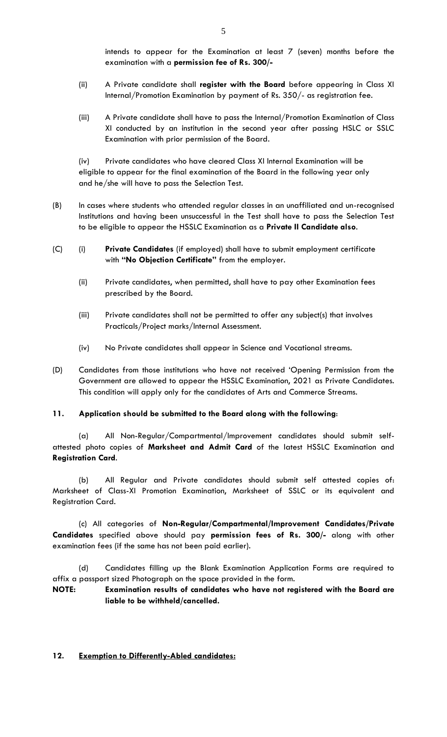intends to appear for the Examination at least 7 (seven) months before the examination with a **permission fee of Rs. 300/-**

(ii) A Private candidate shall **register with the Board** before appearing in Class XI Internal/Promotion Examination by payment of Rs. 350/- as registration fee.

(iii) A Private candidate shall have to pass the Internal/Promotion Examination of Class XI conducted by an institution in the second year after passing HSLC or SSLC Examination with prior permission of the Board.

(iv) Private candidates who have cleared Class XI Internal Examination will be eligible to appear for the final examination of the Board in the following year only and he/she will have to pass the Selection Test.

(B) In cases where students who attended regular classes in an unaffiliated and un-recognised Institutions and having been unsuccessful in the Test shall have to pass the Selection Test to be eligible to appear the HSSLC Examination as a **Private II Candidate also**.

(C) (i) **Private Candidates** (if employed) shall have to submit employment certificate with **"No Objection Certificate"** from the employer.

(ii) Private candidates, when permitted, shall have to pay other Examination fees prescribed by the Board.

(iii) Private candidates shall not be permitted to offer any subject(s) that involves Practicals/Project marks/Internal Assessment.

(iv) No Private candidates shall appear in Science and Vocational streams.

(D) Candidates from those institutions who have not received 'Opening Permission from the Government are allowed to appear the HSSLC Examination, 2021 as Private Candidates. This condition will apply only for the candidates of Arts and Commerce Streams.

**11. Application should be submitted to the Board along with the following:**

(a) All Non-Regular/Compartmental/Improvement candidates should submit self-attested photo copies of **Marksheet and Admit Card** of the latest HSSLC Examination and **Registration Card**.

(b) All Regular and Private candidates should submit self attested copies of: Marksheet of Class-XI Promotion Examination, Marksheet of SSLC or its equivalent and Registration Card.

(c) All categories of **Non-Regular/Compartmental/Improvement Candidates/Private Candidates** specified above should pay **permission fees of Rs. 300/-** along with other examination fees (if the same has not been paid earlier).

(d) Candidates filling up the Blank Examination Application Forms are required to affix a passport sized Photograph on the space provided in the form.

**NOTE: Examination results of candidates who have not registered with the Board are liable to be withheld/cancelled.**

**12. <u>Exemption to Differently-Abled candidates:</u>**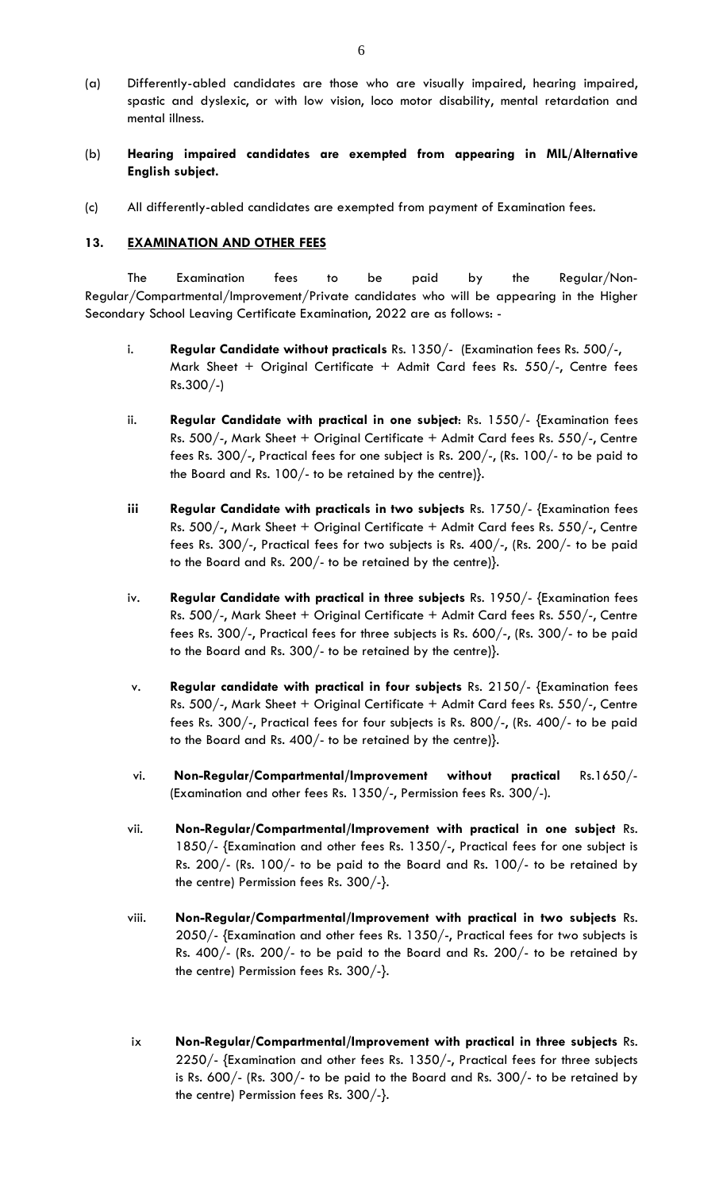(a) Differently-abled candidates are those who are visually impaired, hearing impaired, spastic and dyslexic, or with low vision, loco motor disability, mental retardation and mental illness.

(b) **Hearing impaired candidates are exempted from appearing in MIL/Alternative English subject.**

(c) All differently-abled candidates are exempted from payment of Examination fees.

## 13. EXAMINATION AND OTHER FEES

The Examination fees to be paid by the Regular/Non-Regular/Compartmental/Improvement/Private candidates who will be appearing in the Higher Secondary School Leaving Certificate Examination, 2022 are as follows: -

i. **Regular Candidate without practicals** Rs. 1350/- (Examination fees Rs. 500/-, Mark Sheet + Original Certificate + Admit Card fees Rs. 550/-, Centre fees Rs.300/-)

ii. **Regular Candidate with practical in one subject**: Rs. 1550/- {Examination fees Rs. 500/-, Mark Sheet + Original Certificate + Admit Card fees Rs. 550/-, Centre fees Rs. 300/-, Practical fees for one subject is Rs. 200/-, (Rs. 100/- to be paid to the Board and Rs. 100/- to be retained by the centre)}.

iii **Regular Candidate with practicals in two subjects** Rs. 1750/- {Examination fees Rs. 500/-, Mark Sheet + Original Certificate + Admit Card fees Rs. 550/-, Centre fees Rs. 300/-, Practical fees for two subjects is Rs. 400/-, (Rs. 200/- to be paid to the Board and Rs. 200/- to be retained by the centre)}.

iv. **Regular Candidate with practical in three subjects** Rs. 1950/- {Examination fees Rs. 500/-, Mark Sheet + Original Certificate + Admit Card fees Rs. 550/-, Centre fees Rs. 300/-, Practical fees for three subjects is Rs. 600/-, (Rs. 300/- to be paid to the Board and Rs. 300/- to be retained by the centre)}.

v. **Regular candidate with practical in four subjects** Rs. 2150/- {Examination fees Rs. 500/-, Mark Sheet + Original Certificate + Admit Card fees Rs. 550/-, Centre fees Rs. 300/-, Practical fees for four subjects is Rs. 800/-, (Rs. 400/- to be paid to the Board and Rs. 400/- to be retained by the centre)}.

vi. **Non-Regular/Compartmental/Improvement without practical** Rs.1650/- (Examination and other fees Rs. 1350/-, Permission fees Rs. 300/-).

vii. **Non-Regular/Compartmental/Improvement with practical in one subject** Rs. 1850/- {Examination and other fees Rs. 1350/-, Practical fees for one subject is Rs. 200/- (Rs. 100/- to be paid to the Board and Rs. 100/- to be retained by the centre) Permission fees Rs. 300/-}.

viii. **Non-Regular/Compartmental/Improvement with practical in two subjects** Rs. 2050/- {Examination and other fees Rs. 1350/-, Practical fees for two subjects is Rs. 400/- (Rs. 200/- to be paid to the Board and Rs. 200/- to be retained by the centre) Permission fees Rs. 300/-}.

ix **Non-Regular/Compartmental/Improvement with practical in three subjects** Rs. 2250/- {Examination and other fees Rs. 1350/-, Practical fees for three subjects is Rs. 600/- (Rs. 300/- to be paid to the Board and Rs. 300/- to be retained by the centre) Permission fees Rs. 300/-}.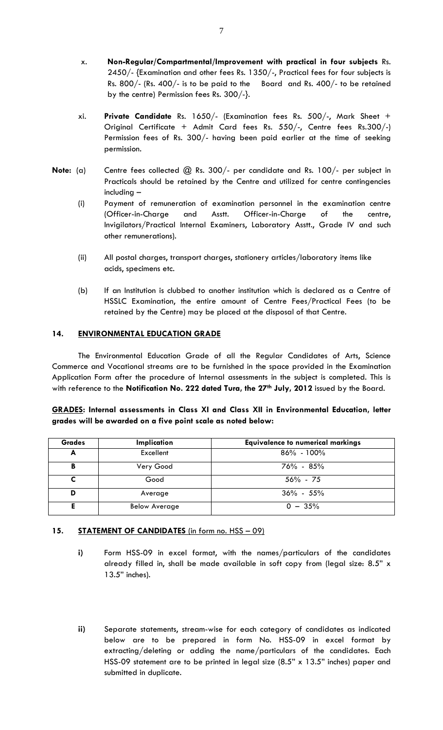x. **Non-Regular/Compartmental/Improvement with practical in four subjects** Rs. 2450/- {Examination and other fees Rs. 1350/-, Practical fees for four subjects is Rs. 800/- (Rs. 400/- is to be paid to the Board and Rs. 400/- to be retained by the centre) Permission fees Rs. 300/-}.

xi. **Private Candidate** Rs. 1650/- (Examination fees Rs. 500/-, Mark Sheet + Original Certificate + Admit Card fees Rs. 550/-, Centre fees Rs.300/-) Permission fees of Rs. 300/- having been paid earlier at the time of seeking permission.

**Note:** (a) Centre fees collected @ Rs. 300/- per candidate and Rs. 100/- per subject in Practicals should be retained by the Centre and utilized for centre contingencies including –

(i) Payment of remuneration of examination personnel in the examination centre (Officer-in-Charge and Asstt. Officer-in-Charge of the centre, Invigilators/Practical Internal Examiners, Laboratory Asstt., Grade IV and such other remunerations).

(ii) All postal charges, transport charges, stationery articles/laboratory items like acids, specimens etc.

(b) If an Institution is clubbed to another institution which is declared as a Centre of HSSLC Examination, the entire amount of Centre Fees/Practical Fees (to be retained by the Centre) may be placed at the disposal of that Centre.

## 14. ENVIRONMENTAL EDUCATION GRADE

The Environmental Education Grade of all the Regular Candidates of Arts, Science Commerce and Vocational streams are to be furnished in the space provided in the Examination Application Form after the procedure of Internal assessments in the subject is completed. This is with reference to the **Notification No. 222 dated Tura, the 27th July, 2012** issued by the Board.

**GRADES: Internal assessments in Class XI and Class XII in Environmental Education, letter grades will be awarded on a five point scale as noted below:**

| Grades | Implication | Equivalence to numerical markings |
|---|---|---|
| A | Excellent | 86% - 100% |
| B | Very Good | 76% - 85% |
| C | Good | 56% - 75 |
| D | Average | 36% - 55% |
| E | Below Average | 0 – 35% |

## 15. STATEMENT OF CANDIDATES (in form no. HSS – 09)

**i)** Form HSS-09 in excel format, with the names/particulars of the candidates already filled in, shall be made available in soft copy from (legal size: 8.5" x 13.5" inches).

**ii)** Separate statements, stream-wise for each category of candidates as indicated below are to be prepared in form No. HSS-09 in excel format by extracting/deleting or adding the name/particulars of the candidates. Each HSS-09 statement are to be printed in legal size (8.5" x 13.5" inches) paper and submitted in duplicate.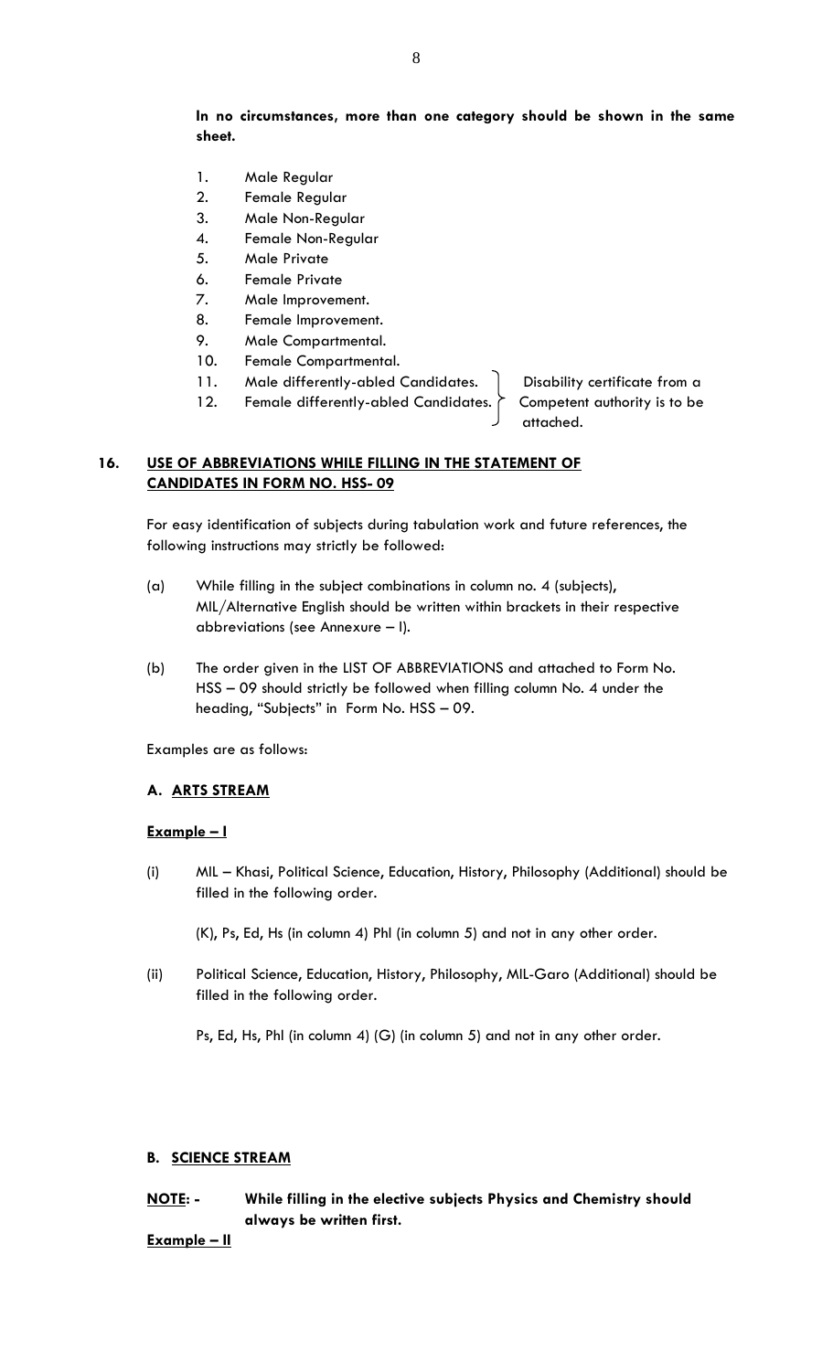**In no circumstances, more than one category should be shown in the same sheet.**

1. Male Regular
2. Female Regular
3. Male Non-Regular
4. Female Non-Regular
5. Male Private
6. Female Private
7. Male Improvement.
8. Female Improvement.
9. Male Compartmental.
10. Female Compartmental.
11. Male differently-abled Candidates.
12. Female differently-abled Candidates.

(11 and 12: Disability certificate from a Competent authority is to be attached.)

## 16. USE OF ABBREVIATIONS WHILE FILLING IN THE STATEMENT OF CANDIDATES IN FORM NO. HSS- 09

For easy identification of subjects during tabulation work and future references, the following instructions may strictly be followed:

(a) While filling in the subject combinations in column no. 4 (subjects), MIL/Alternative English should be written within brackets in their respective abbreviations (see Annexure – I).

(b) The order given in the LIST OF ABBREVIATIONS and attached to Form No. HSS – 09 should strictly be followed when filling column No. 4 under the heading, "Subjects" in Form No. HSS – 09.

Examples are as follows:

### A. ARTS STREAM

**Example – I**

(i) MIL – Khasi, Political Science, Education, History, Philosophy (Additional) should be filled in the following order.

(K), Ps, Ed, Hs (in column 4) Phl (in column 5) and not in any other order.

(ii) Political Science, Education, History, Philosophy, MIL-Garo (Additional) should be filled in the following order.

Ps, Ed, Hs, Phl (in column 4) (G) (in column 5) and not in any other order.

### B. SCIENCE STREAM

**NOTE: - While filling in the elective subjects Physics and Chemistry should always be written first.**

**Example – II**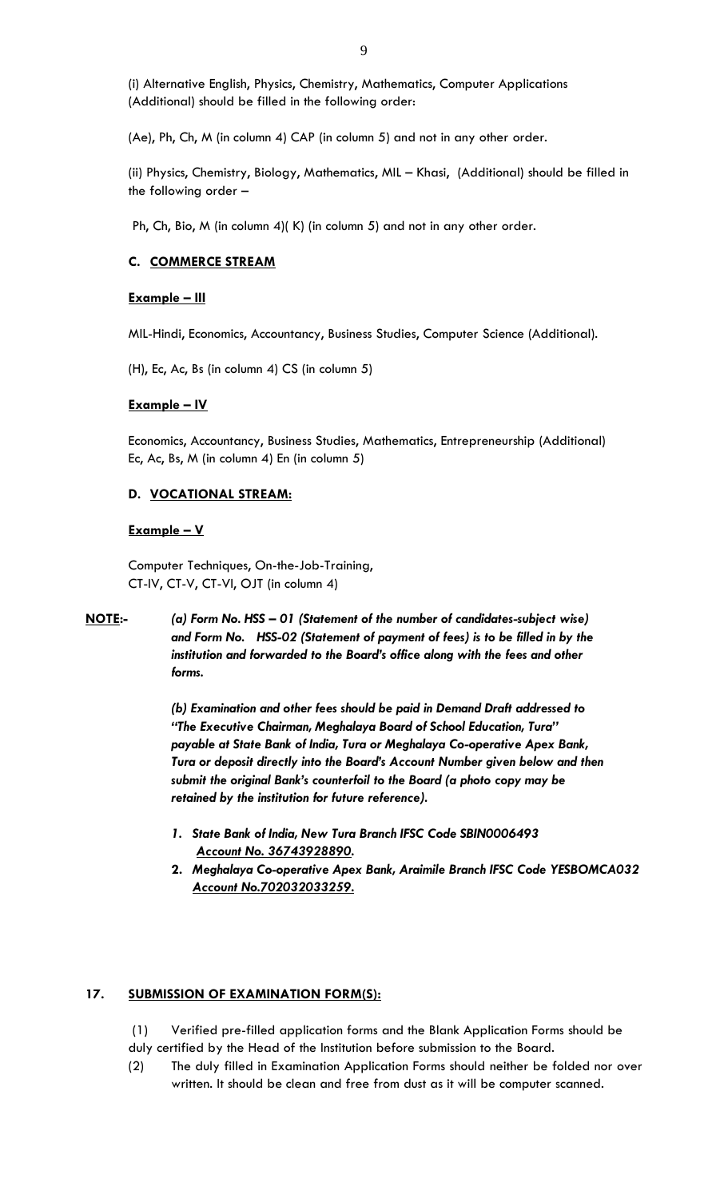(i) Alternative English, Physics, Chemistry, Mathematics, Computer Applications (Additional) should be filled in the following order:

(Ae), Ph, Ch, M (in column 4) CAP (in column 5) and not in any other order.

(ii) Physics, Chemistry, Biology, Mathematics, MIL – Khasi, (Additional) should be filled in the following order –

Ph, Ch, Bio, M (in column 4)( K) (in column 5) and not in any other order.

### C. COMMERCE STREAM

**Example – III**

MIL-Hindi, Economics, Accountancy, Business Studies, Computer Science (Additional).

(H), Ec, Ac, Bs (in column 4) CS (in column 5)

**Example – IV**

Economics, Accountancy, Business Studies, Mathematics, Entrepreneurship (Additional)
Ec, Ac, Bs, M (in column 4) En (in column 5)

### D. VOCATIONAL STREAM:

**Example – V**

Computer Techniques, On-the-Job-Training,
CT-IV, CT-V, CT-VI, OJT (in column 4)

**NOTE:-** ***(a) Form No. HSS – 01 (Statement of the number of candidates-subject wise) and Form No. HSS-02 (Statement of payment of fees) is to be filled in by the institution and forwarded to the Board's office along with the fees and other forms.***

***(b) Examination and other fees should be paid in Demand Draft addressed to "The Executive Chairman, Meghalaya Board of School Education, Tura" payable at State Bank of India, Tura or Meghalaya Co-operative Apex Bank, Tura or deposit directly into the Board's Account Number given below and then submit the original Bank's counterfoil to the Board (a photo copy may be retained by the institution for future reference).***

1. ***State Bank of India, New Tura Branch IFSC Code SBIN0006493 Account No. 36743928890.***
2. ***Meghalaya Co-operative Apex Bank, Araimile Branch IFSC Code YESBOMCA032 Account No.702032033259.***

## 17. SUBMISSION OF EXAMINATION FORM(S):

(1) Verified pre-filled application forms and the Blank Application Forms should be duly certified by the Head of the Institution before submission to the Board.

(2) The duly filled in Examination Application Forms should neither be folded nor over written. It should be clean and free from dust as it will be computer scanned.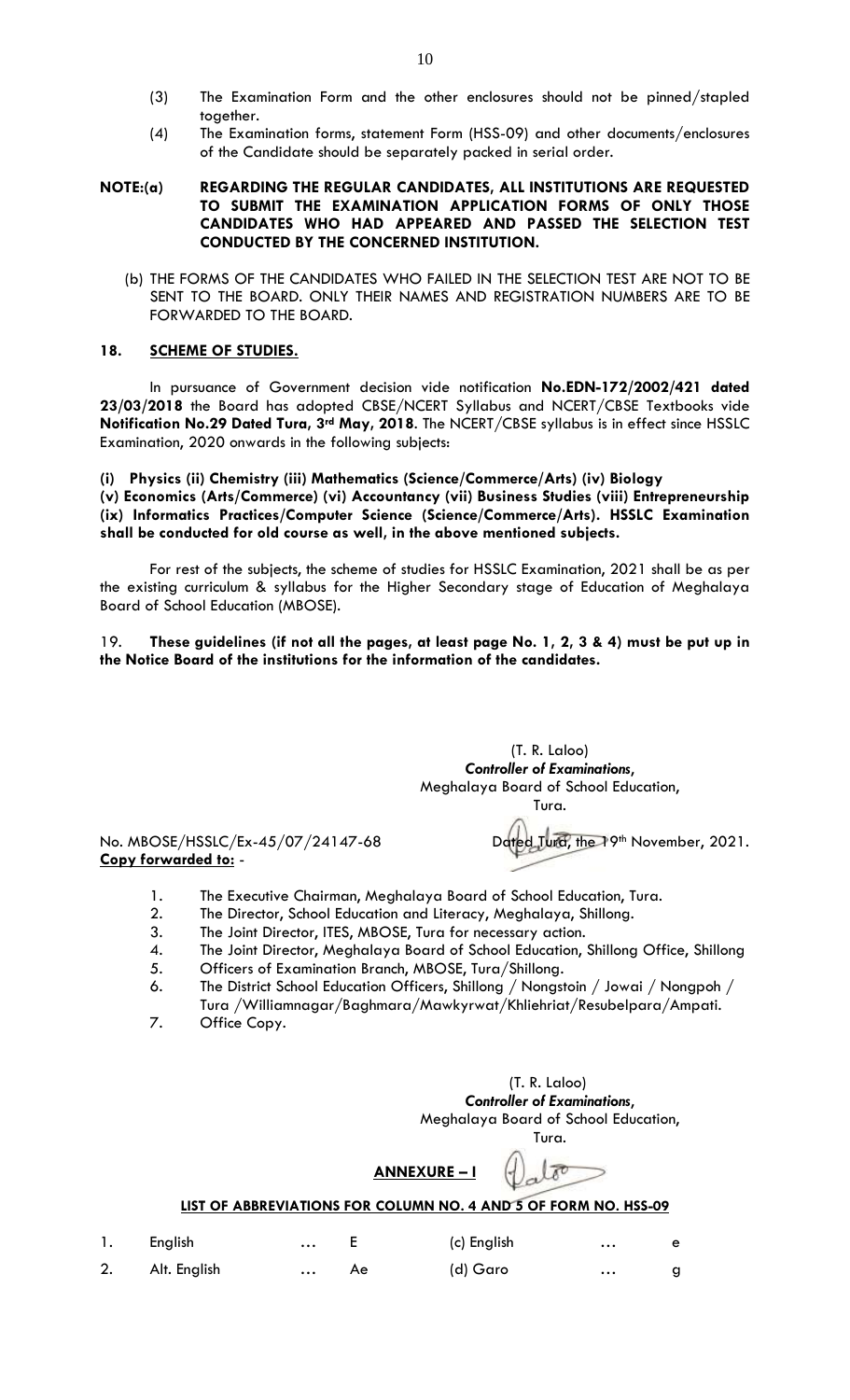(3) The Examination Form and the other enclosures should not be pinned/stapled together.

(4) The Examination forms, statement Form (HSS-09) and other documents/enclosures of the Candidate should be separately packed in serial order.

**NOTE:(a) REGARDING THE REGULAR CANDIDATES, ALL INSTITUTIONS ARE REQUESTED TO SUBMIT THE EXAMINATION APPLICATION FORMS OF ONLY THOSE CANDIDATES WHO HAD APPEARED AND PASSED THE SELECTION TEST CONDUCTED BY THE CONCERNED INSTITUTION.**

(b) THE FORMS OF THE CANDIDATES WHO FAILED IN THE SELECTION TEST ARE NOT TO BE SENT TO THE BOARD. ONLY THEIR NAMES AND REGISTRATION NUMBERS ARE TO BE FORWARDED TO THE BOARD.

## 18. SCHEME OF STUDIES.

In pursuance of Government decision vide notification **No.EDN-172/2002/421 dated 23/03/2018** the Board has adopted CBSE/NCERT Syllabus and NCERT/CBSE Textbooks vide **Notification No.29 Dated Tura, 3rd May, 2018**. The NCERT/CBSE syllabus is in effect since HSSLC Examination, 2020 onwards in the following subjects:

**(i) Physics (ii) Chemistry (iii) Mathematics (Science/Commerce/Arts) (iv) Biology (v) Economics (Arts/Commerce) (vi) Accountancy (vii) Business Studies (viii) Entrepreneurship (ix) Informatics Practices/Computer Science (Science/Commerce/Arts). HSSLC Examination shall be conducted for old course as well, in the above mentioned subjects.**

For rest of the subjects, the scheme of studies for HSSLC Examination, 2021 shall be as per the existing curriculum & syllabus for the Higher Secondary stage of Education of Meghalaya Board of School Education (MBOSE).

19. **These guidelines (if not all the pages, at least page No. 1, 2, 3 & 4) must be put up in the Notice Board of the institutions for the information of the candidates.**

(T. R. Laloo)
*Controller of Examinations*,
Meghalaya Board of School Education,
Tura.

No. MBOSE/HSSLC/Ex-45/07/24147-68 Dated Tura, the 19th November, 2021.

**Copy forwarded to:** -

1. The Executive Chairman, Meghalaya Board of School Education, Tura.
2. The Director, School Education and Literacy, Meghalaya, Shillong.
3. The Joint Director, ITES, MBOSE, Tura for necessary action.
4. The Joint Director, Meghalaya Board of School Education, Shillong Office, Shillong
5. Officers of Examination Branch, MBOSE, Tura/Shillong.
6. The District School Education Officers, Shillong / Nongstoin / Jowai / Nongpoh / Tura /Williamnagar/Baghmara/Mawkyrwat/Khliehriat/Resubelpara/Ampati.
7. Office Copy.

(T. R. Laloo)
*Controller of Examinations*,
Meghalaya Board of School Education,
Tura.

## ANNEXURE – I

### LIST OF ABBREVIATIONS FOR COLUMN NO. 4 AND 5 OF FORM NO. HSS-09

| | | | | | | |
|---|---|---|---|---|---|---|
| 1. | English | … | E | (c) English | … | e |
| 2. | Alt. English | … | Ae | (d) Garo | … | g |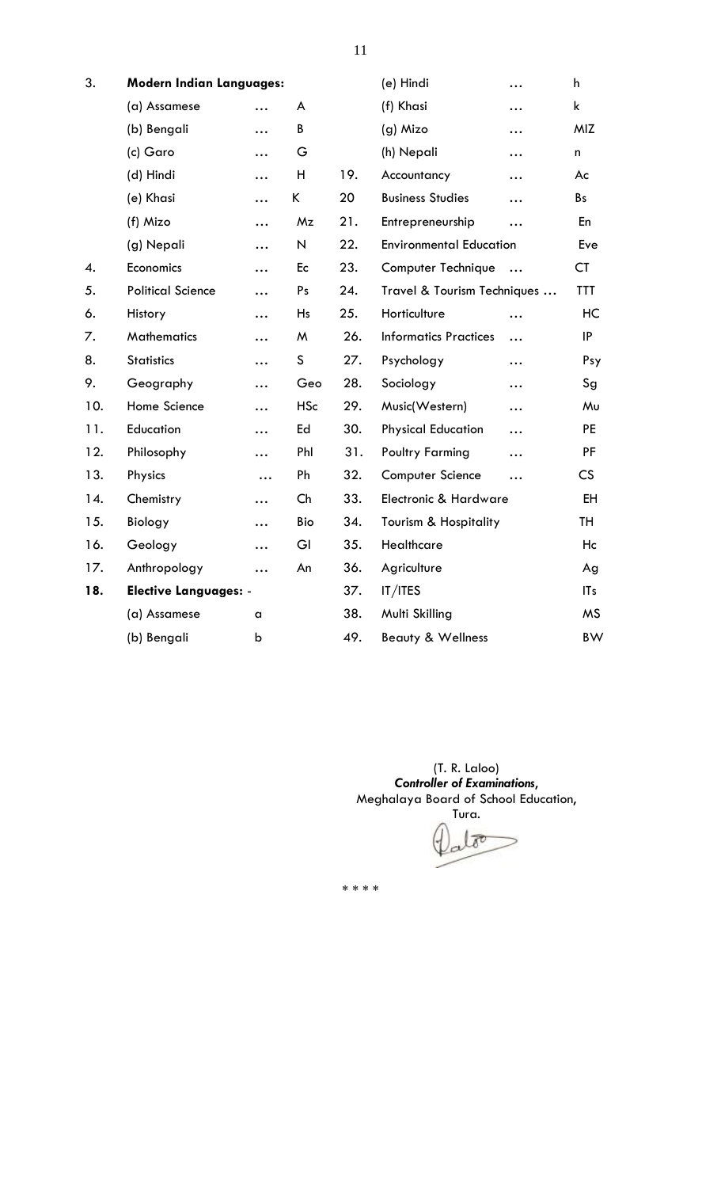| | | | | | | |
|---|---|---|---|---|---|---|
| 3. | **Modern Indian Languages:** | | | | | |
| | (a) Assamese | … | A | | | |
| | (b) Bengali | … | B | | | |
| | (c) Garo | … | G | | | |
| | (d) Hindi | … | H | | | |
| | (e) Khasi | … | K | | | |
| | (f) Mizo | … | Mz | | | |
| | (g) Nepali | … | N | | | |
| 4. | Economics | … | Ec | | | |
| 5. | Political Science | … | Ps | | | |
| 6. | History | … | Hs | | | |
| 7. | Mathematics | … | M | | | |
| 8. | Statistics | … | S | | | |
| 9. | Geography | … | Geo | | | |
| 10. | Home Science | … | HSc | | | |
| 11. | Education | … | Ed | | | |
| 12. | Philosophy | … | Phl | | | |
| 13. | Physics | … | Ph | | | |
| 14. | Chemistry | … | Ch | | | |
| 15. | Biology | … | Bio | | | |
| 16. | Geology | … | Gl | | | |
| 17. | Anthropology | … | An | | | |
| **18.** | **Elective Languages: -** | | | | | |
| | (a) Assamese | a | | | | |
| | (b) Bengali | b | | | | |
| | (e) Hindi | … | h | | | |
| | (f) Khasi | … | k | | | |
| | (g) Mizo | … | MIZ | | | |
| | (h) Nepali | … | n | | | |
| 19. | Accountancy | … | Ac | | | |
| 20 | Business Studies | … | Bs | | | |
| 21. | Entrepreneurship | … | En | | | |
| 22. | Environmental Education | | Eve | | | |
| 23. | Computer Technique | … | CT | | | |
| 24. | Travel & Tourism Techniques | … | TTT | | | |
| 25. | Horticulture | … | HC | | | |
| 26. | Informatics Practices | … | IP | | | |
| 27. | Psychology | … | Psy | | | |
| 28. | Sociology | … | Sg | | | |
| 29. | Music(Western) | … | Mu | | | |
| 30. | Physical Education | … | PE | | | |
| 31. | Poultry Farming | … | PF | | | |
| 32. | Computer Science | … | CS | | | |
| 33. | Electronic & Hardware | | EH | | | |
| 34. | Tourism & Hospitality | | TH | | | |
| 35. | Healthcare | | Hc | | | |
| 36. | Agriculture | | Ag | | | |
| 37. | IT/ITES | | ITs | | | |
| 38. | Multi Skilling | | MS | | | |
| 49. | Beauty & Wellness | | BW | | | |

(T. R. Laloo)
***Controller of Examinations,***
Meghalaya Board of School Education,
Tura.

\* \* \* \*